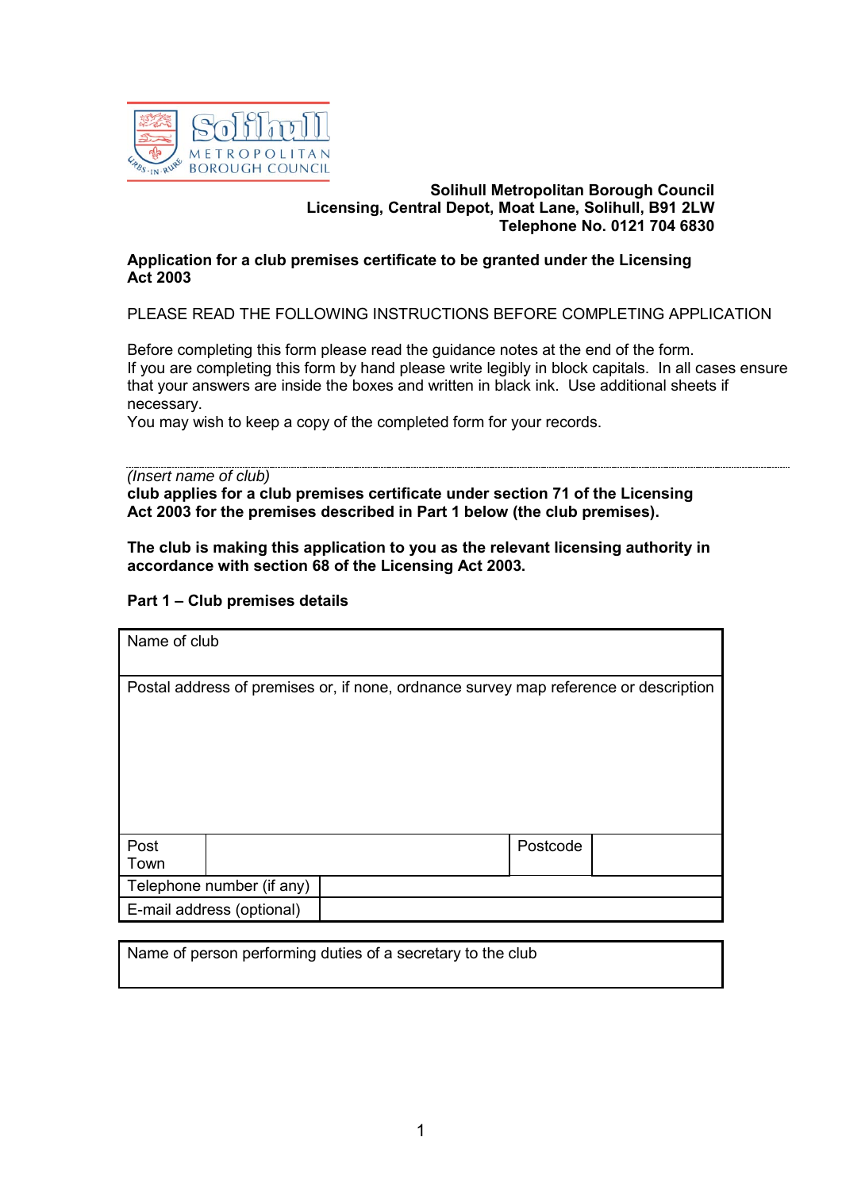Solihull METROPOLITAN BOROUGH COUNCIL

**Solihull Metropolitan Borough Council**
**Licensing, Central Depot, Moat Lane, Solihull, B91 2LW**
**Telephone No. 0121 704 6830**

**Application for a club premises certificate to be granted under the Licensing Act 2003**

PLEASE READ THE FOLLOWING INSTRUCTIONS BEFORE COMPLETING APPLICATION

Before completing this form please read the guidance notes at the end of the form.
If you are completing this form by hand please write legibly in block capitals. In all cases ensure that your answers are inside the boxes and written in black ink. Use additional sheets if necessary.
You may wish to keep a copy of the completed form for your records.

.................................................................................................................................................

*(Insert name of club)*
**club applies for a club premises certificate under section 71 of the Licensing Act 2003 for the premises described in Part 1 below (the club premises).**

**The club is making this application to you as the relevant licensing authority in accordance with section 68 of the Licensing Act 2003.**

**Part 1 – Club premises details**

| Name of club | | | |
|---|---|---|---|
| Postal address of premises or, if none, ordnance survey map reference or description | | | |
| Post Town | | Postcode | |
| Telephone number (if any) | | | |
| E-mail address (optional) | | | |

| Name of person performing duties of a secretary to the club |
|---|
| |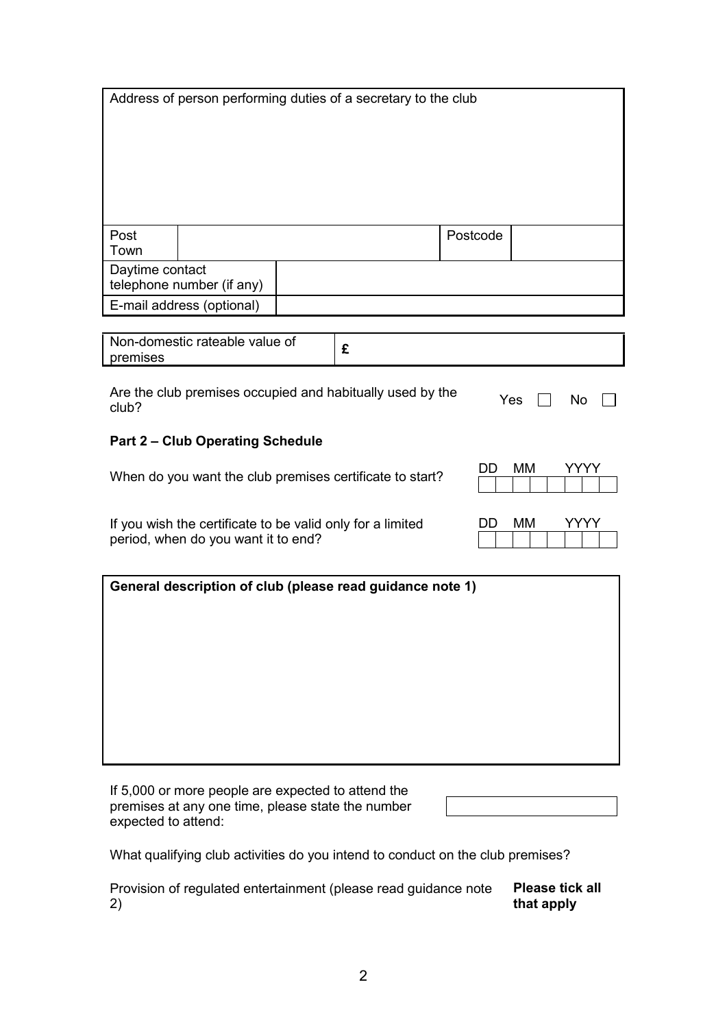| Address of person performing duties of a secretary to the club | | | |
|---|---|---|---|
| | | | |
| Post Town | | Postcode | |
| Daytime contact telephone number (if any) | | | |
| E-mail address (optional) | | | |

| Non-domestic rateable value of premises | £ |
|---|---|

Are the club premises occupied and habitually used by the club? Yes ☐ No ☐

**Part 2 – Club Operating Schedule**

When do you want the club premises certificate to start? DD MM YYYY

If you wish the certificate to be valid only for a limited period, when do you want it to end? DD MM YYYY

| **General description of club (please read guidance note 1)** |
|---|
| |

If 5,000 or more people are expected to attend the premises at any one time, please state the number expected to attend:

What qualifying club activities do you intend to conduct on the club premises?

Provision of regulated entertainment (please read guidance note 2) **Please tick all that apply**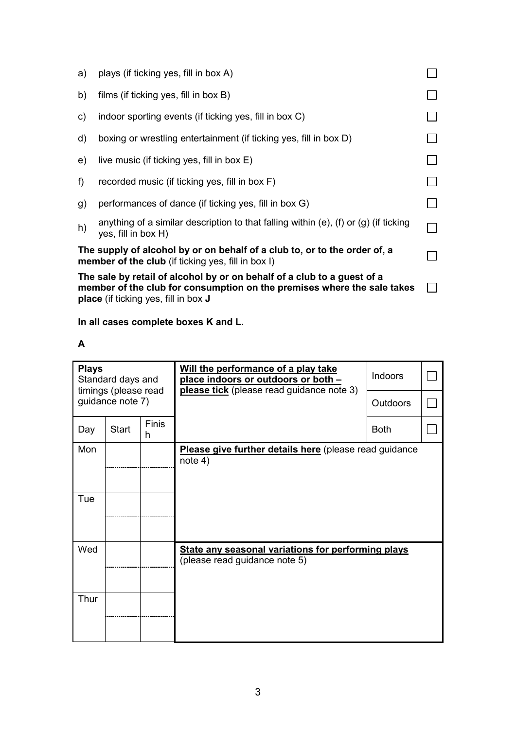| | | |
|---|---|---|
| a) | plays (if ticking yes, fill in box A) | ☐ |
| b) | films (if ticking yes, fill in box B) | ☐ |
| c) | indoor sporting events (if ticking yes, fill in box C) | ☐ |
| d) | boxing or wrestling entertainment (if ticking yes, fill in box D) | ☐ |
| e) | live music (if ticking yes, fill in box E) | ☐ |
| f) | recorded music (if ticking yes, fill in box F) | ☐ |
| g) | performances of dance (if ticking yes, fill in box G) | ☐ |
| h) | anything of a similar description to that falling within (e), (f) or (g) (if ticking yes, fill in box H) | ☐ |

**The supply of alcohol by or on behalf of a club to, or to the order of, a member of the club** (if ticking yes, fill in box I) ☐

**The sale by retail of alcohol by or on behalf of a club to a guest of a member of the club for consumption on the premises where the sale takes place** (if ticking yes, fill in box **J** ☐

**In all cases complete boxes K and L.**

**A**

| **Plays** Standard days and timings (please read guidance note 7) | | | **Will the performance of a play take place indoors or outdoors or both – please tick** (please read guidance note 3) | | |
|---|---|---|---|---|---|
| | | | | Indoors | ☐ |
| | | | | Outdoors | ☐ |
| Day | Start | Finish | | Both | ☐ |
| Mon | | | **Please give further details here** (please read guidance note 4) | | |
| | | | | | |
| Tue | | | | | |
| | | | | | |
| Wed | | | **State any seasonal variations for performing plays** (please read guidance note 5) | | |
| | | | | | |
| Thur | | | | | |
| | | | | | |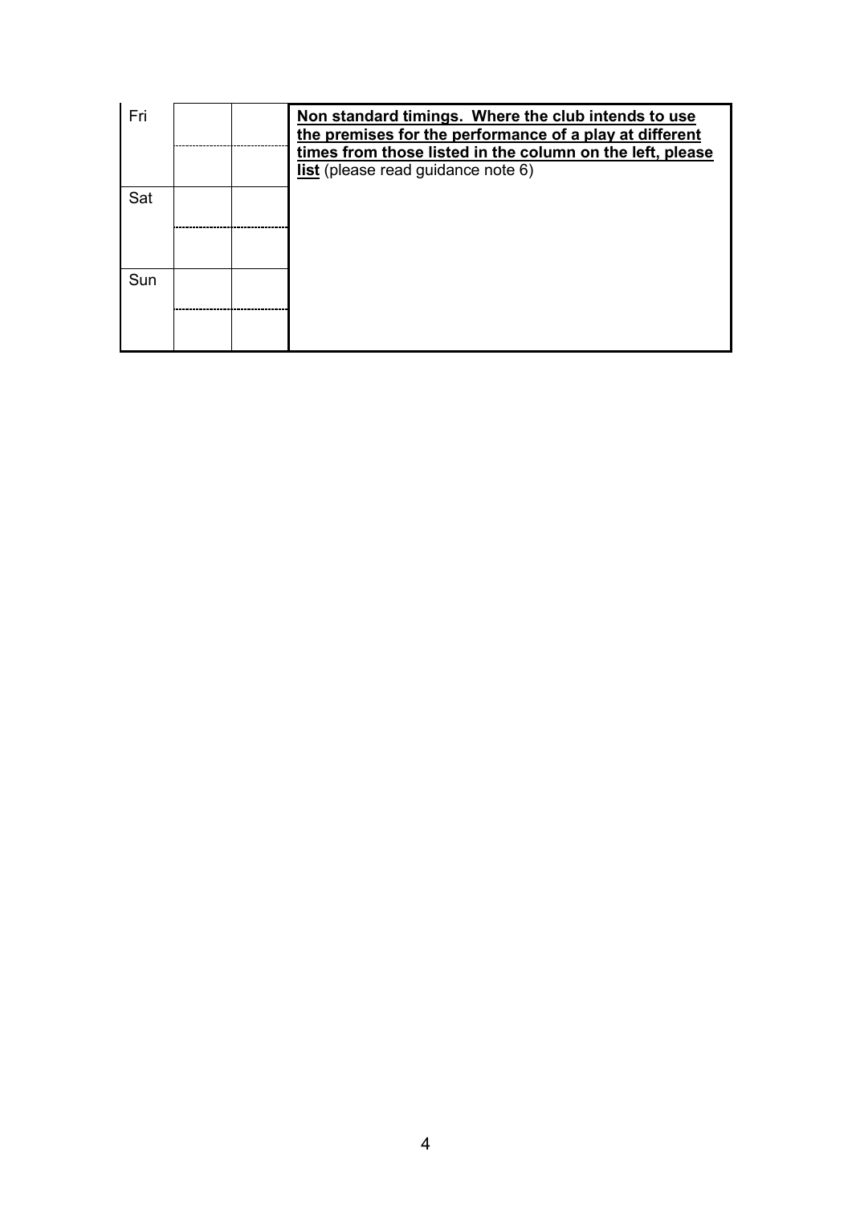| Fri | | | **Non standard timings. Where the club intends to use the premises for the performance of a play at different times from those listed in the column on the left, please list** (please read guidance note 6) |
|---|---|---|---|
| | | | |
| Sat | | | |
| | | | |
| Sun | | | |
| | | | |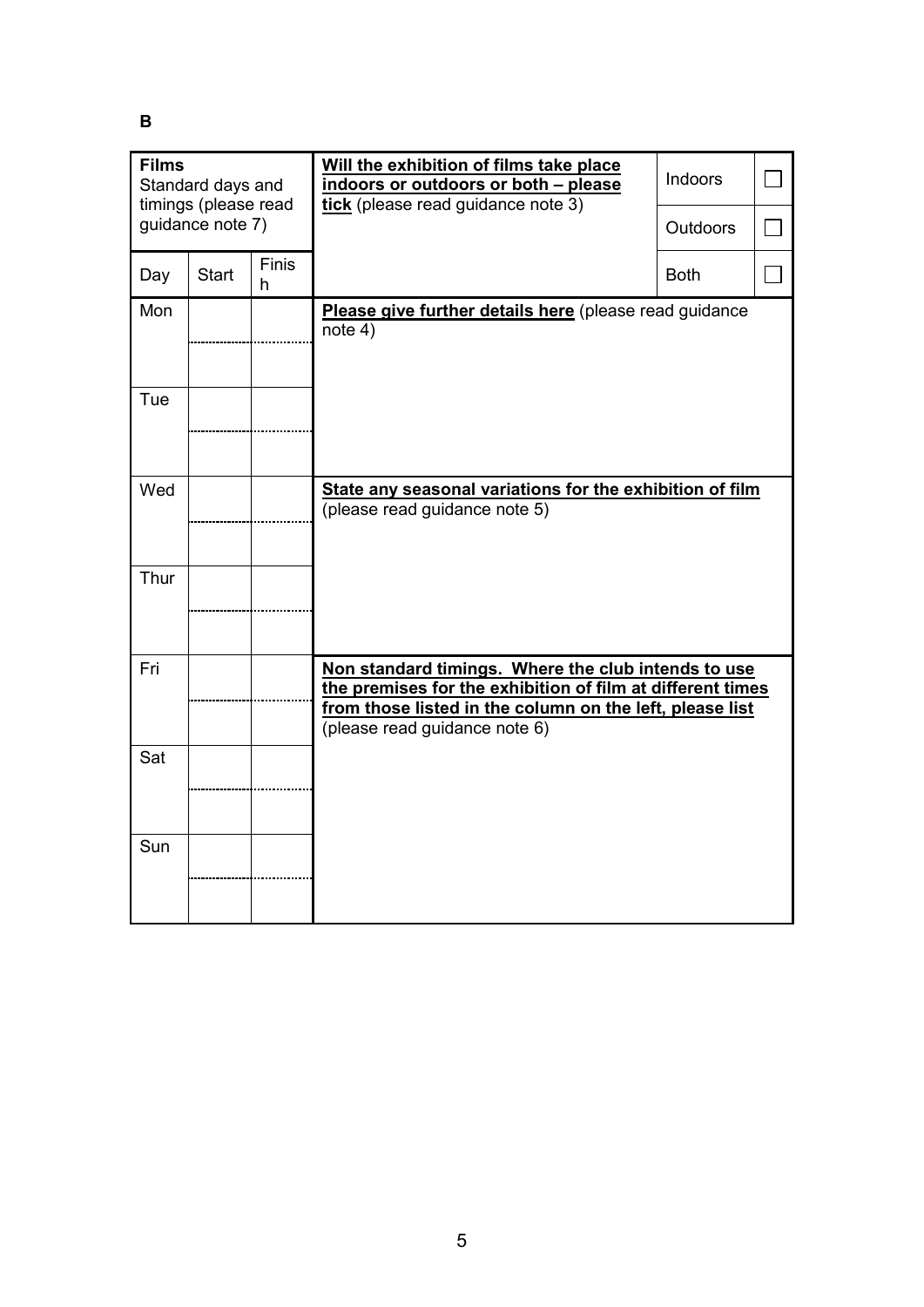**B**

| **Films** Standard days and timings (please read guidance note 7) | | | **Will the exhibition of films take place indoors or outdoors or both – please tick** (please read guidance note 3) | Indoors | ☐ |
|---|---|---|---|---|---|
| | | | | Outdoors | ☐ |
| Day | Start | Finish | | Both | ☐ |
| Mon | | | **Please give further details here** (please read guidance note 4) | | |
| | | | | | |
| Tue | | | | | |
| | | | | | |
| Wed | | | **State any seasonal variations for the exhibition of film** (please read guidance note 5) | | |
| | | | | | |
| Thur | | | | | |
| | | | | | |
| Fri | | | **Non standard timings. Where the club intends to use the premises for the exhibition of film at different times from those listed in the column on the left, please list** (please read guidance note 6) | | |
| | | | | | |
| Sat | | | | | |
| | | | | | |
| Sun | | | | | |
| | | | | | |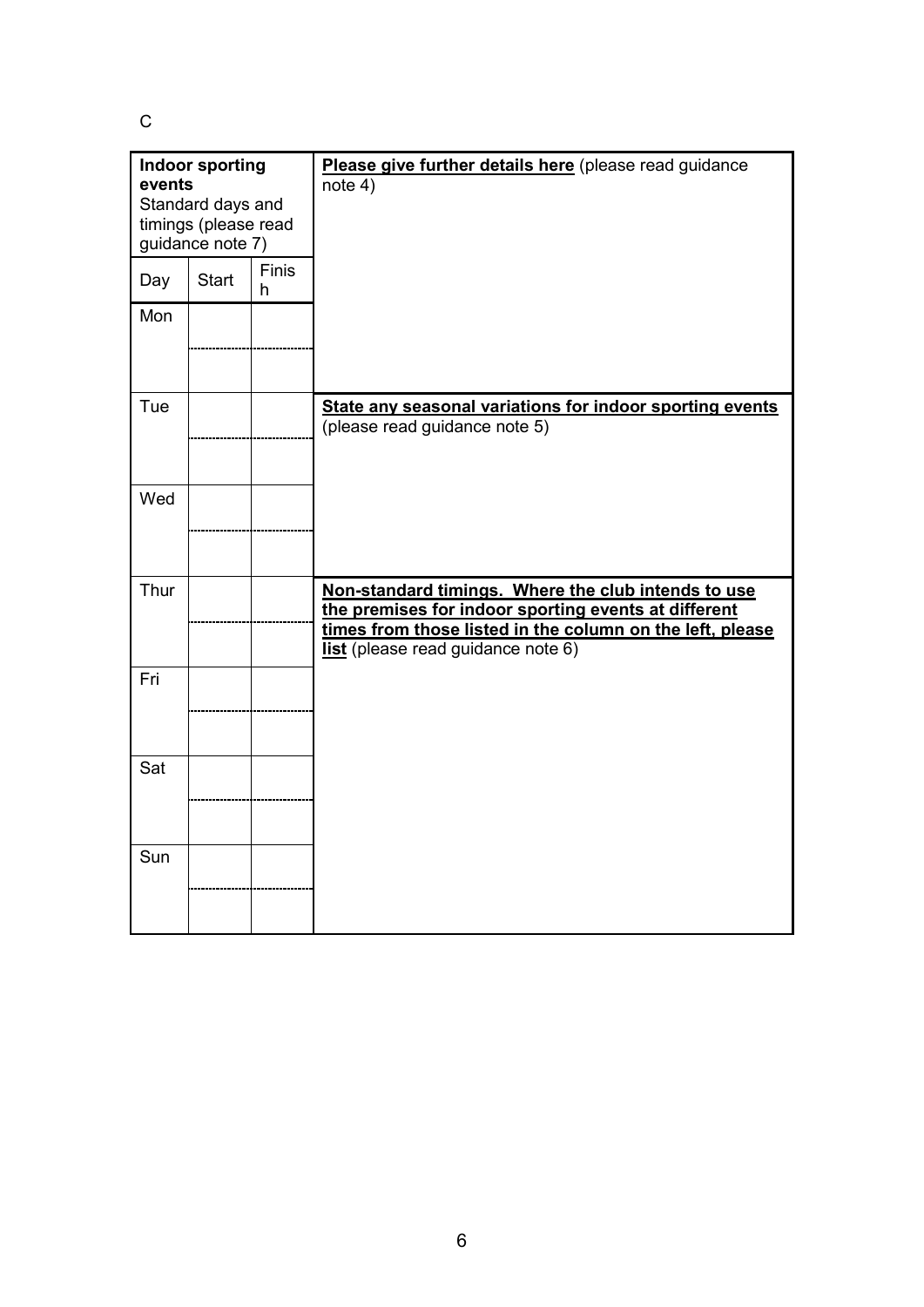C

| **Indoor sporting events** Standard days and timings (please read guidance note 7) | | | **Please give further details here** (please read guidance note 4) |
|---|---|---|---|
| Day | Start | Finish | |
| Mon | | | |
| | | | |
| Tue | | | **State any seasonal variations for indoor sporting events** (please read guidance note 5) |
| | | | |
| Wed | | | |
| | | | |
| Thur | | | **Non-standard timings. Where the club intends to use the premises for indoor sporting events at different times from those listed in the column on the left, please list** (please read guidance note 6) |
| | | | |
| Fri | | | |
| | | | |
| Sat | | | |
| | | | |
| Sun | | | |
| | | | |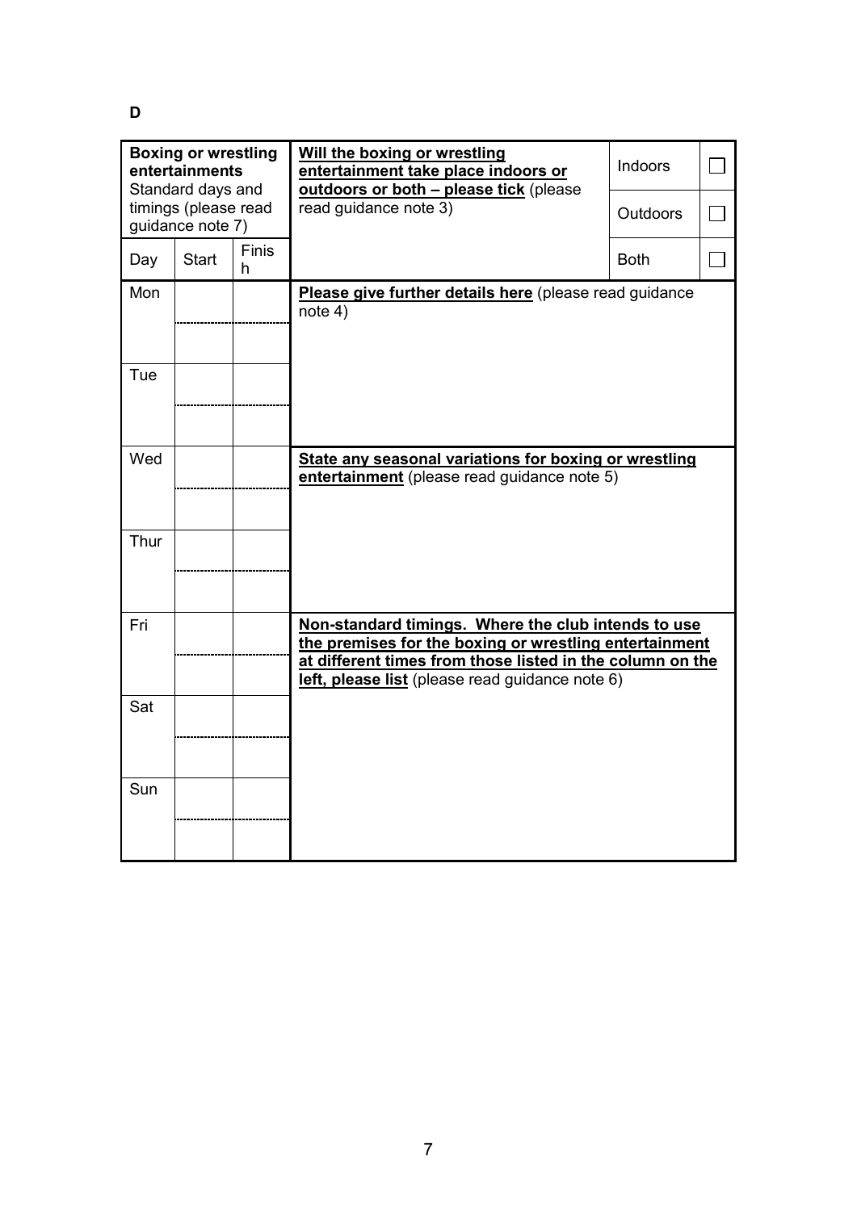**D**

| **Boxing or wrestling entertainments** Standard days and timings (please read guidance note 7) | | | **Will the boxing or wrestling entertainment take place indoors or outdoors or both – please tick** (please read guidance note 3) | | |
|---|---|---|---|---|---|
| Day | Start | Finish | | Indoors | ☐ |
| | | | | Outdoors | ☐ |
| | | | | Both | ☐ |
| Mon | | | **Please give further details here** (please read guidance note 4) | | |
| | | | | | |
| Tue | | | | | |
| | | | | | |
| Wed | | | **State any seasonal variations for boxing or wrestling entertainment** (please read guidance note 5) | | |
| | | | | | |
| Thur | | | | | |
| | | | | | |
| Fri | | | **Non-standard timings. Where the club intends to use the premises for the boxing or wrestling entertainment at different times from those listed in the column on the left, please list** (please read guidance note 6) | | |
| | | | | | |
| Sat | | | | | |
| | | | | | |
| Sun | | | | | |
| | | | | | |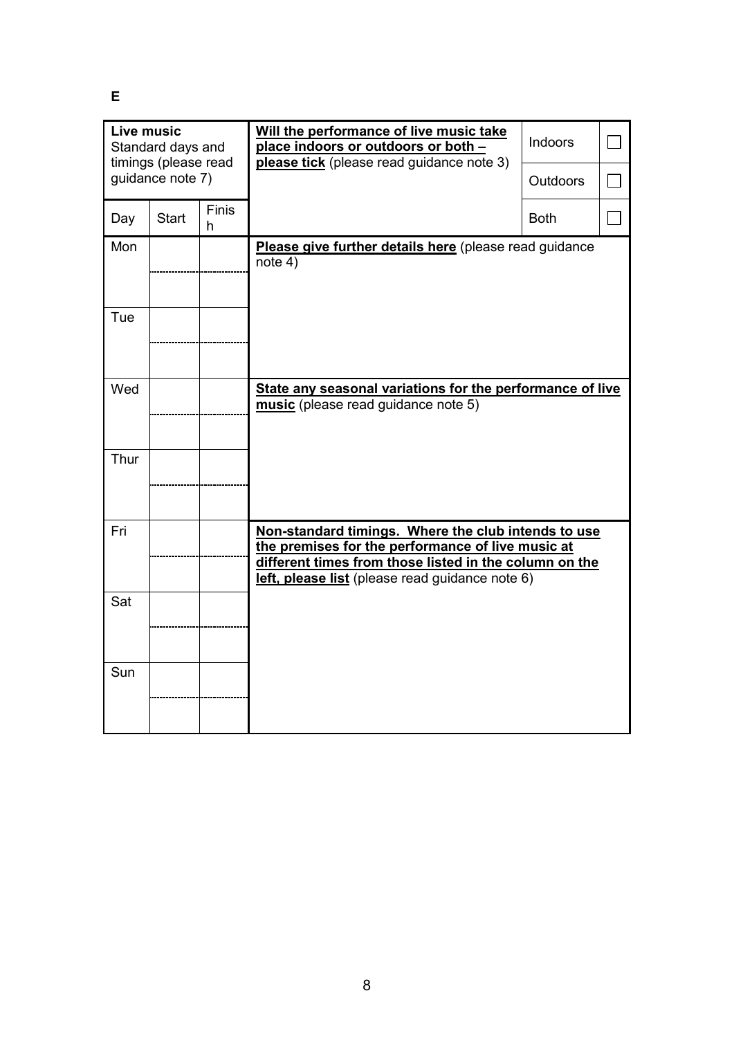**E**

| **Live music** Standard days and timings (please read guidance note 7) | | | **Will the performance of live music take place indoors or outdoors or both – please tick** (please read guidance note 3) | Indoors | ☐ |
|---|---|---|---|---|---|
| | | | | Outdoors | ☐ |
| Day | Start | Finish | | Both | ☐ |
| Mon | | | **Please give further details here** (please read guidance note 4) | | |
| | | | | | |
| Tue | | | | | |
| | | | | | |
| Wed | | | **State any seasonal variations for the performance of live music** (please read guidance note 5) | | |
| | | | | | |
| Thur | | | | | |
| | | | | | |
| Fri | | | **Non-standard timings. Where the club intends to use the premises for the performance of live music at different times from those listed in the column on the left, please list** (please read guidance note 6) | | |
| | | | | | |
| Sat | | | | | |
| | | | | | |
| Sun | | | | | |
| | | | | | |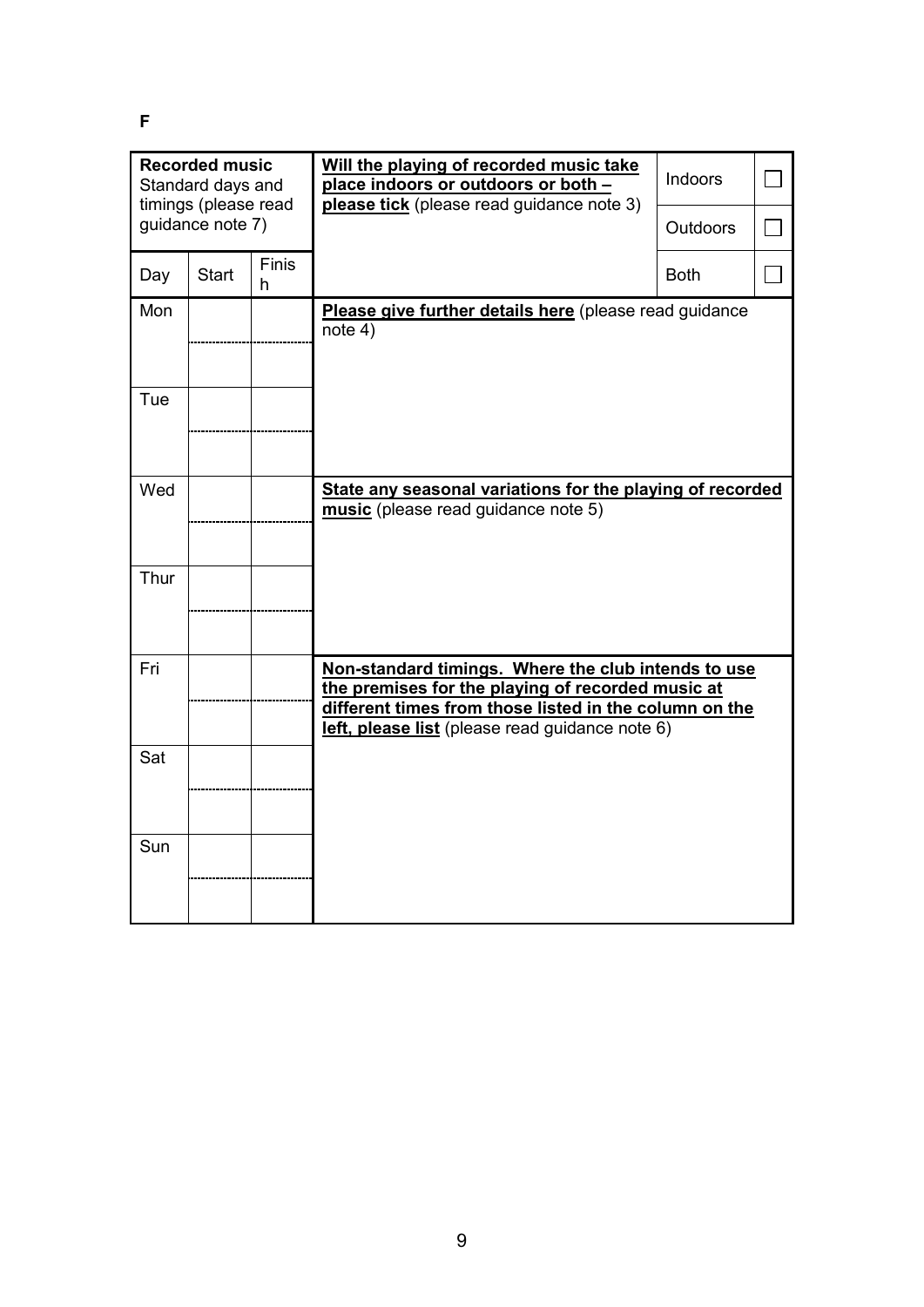**F**

| **Recorded music** Standard days and timings (please read guidance note 7) | | |
|---|---|---|
| Day | Start | Finish |
| Mon | | |
| | | |
| Tue | | |
| | | |
| Wed | | |
| | | |
| Thur | | |
| | | |
| Fri | | |
| | | |
| Sat | | |
| | | |
| Sun | | |
| | | |

| **Will the playing of recorded music take place indoors or outdoors or both – please tick** (please read guidance note 3) | | |
|---|---|---|
| | Indoors | ☐ |
| | Outdoors | ☐ |
| | Both | ☐ |

**Please give further details here** (please read guidance note 4)

**State any seasonal variations for the playing of recorded music** (please read guidance note 5)

**Non-standard timings. Where the club intends to use the premises for the playing of recorded music at different times from those listed in the column on the left, please list** (please read guidance note 6)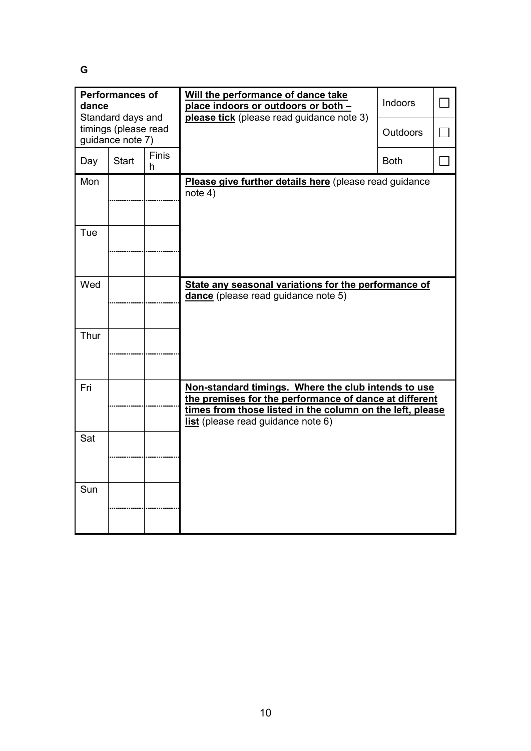**G**

| **Performances of dance** Standard days and timings (please read guidance note 7) | | | **Will the performance of dance take place indoors or outdoors or both – please tick** (please read guidance note 3) | Indoors | ☐ |
|---|---|---|---|---|---|
| | | | | Outdoors | ☐ |
| Day | Start | Finish | | Both | ☐ |
| Mon | | | **Please give further details here** (please read guidance note 4) | | |
| | | | | | |
| Tue | | | | | |
| | | | | | |
| Wed | | | **State any seasonal variations for the performance of dance** (please read guidance note 5) | | |
| | | | | | |
| Thur | | | | | |
| | | | | | |
| Fri | | | **Non-standard timings. Where the club intends to use the premises for the performance of dance at different times from those listed in the column on the left, please list** (please read guidance note 6) | | |
| | | | | | |
| Sat | | | | | |
| | | | | | |
| Sun | | | | | |
| | | | | | |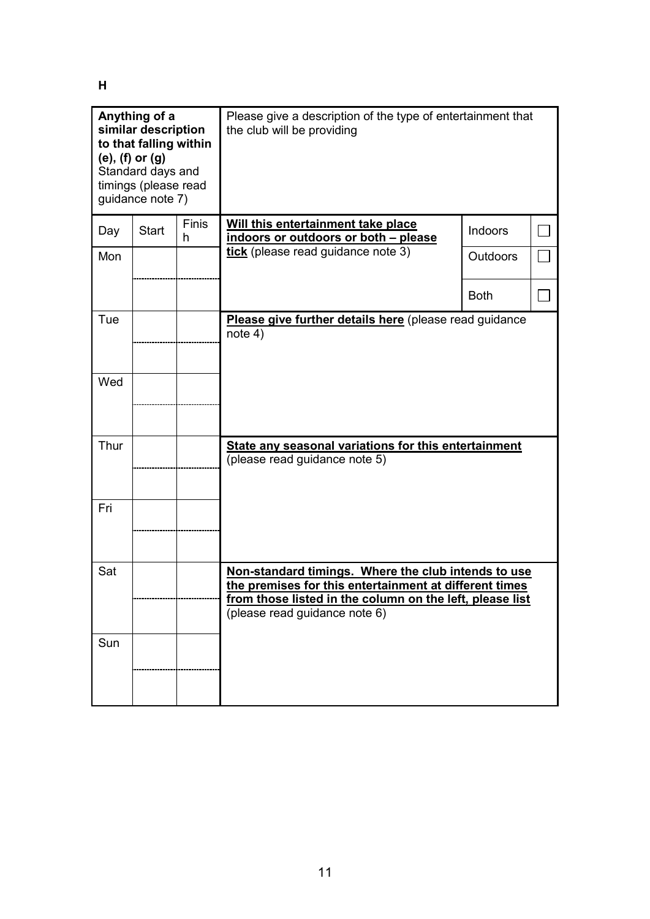**H**

| **Anything of a similar description to that falling within (e), (f) or (g)** Standard days and timings (please read guidance note 7) | | | Please give a description of the type of entertainment that the club will be providing | | |
|---|---|---|---|---|---|
| Day | Start | Finish | **Will this entertainment take place indoors or outdoors or both – please tick** (please read guidance note 3) | Indoors | ☐ |
| Mon | | | | Outdoors | ☐ |
| | | | | Both | ☐ |
| Tue | | | **Please give further details here** (please read guidance note 4) | | |
| | | | | | |
| Wed | | | | | |
| | | | | | |
| Thur | | | **State any seasonal variations for this entertainment** (please read guidance note 5) | | |
| | | | | | |
| Fri | | | | | |
| | | | | | |
| Sat | | | **Non-standard timings. Where the club intends to use the premises for this entertainment at different times from those listed in the column on the left, please list** (please read guidance note 6) | | |
| | | | | | |
| Sun | | | | | |
| | | | | | |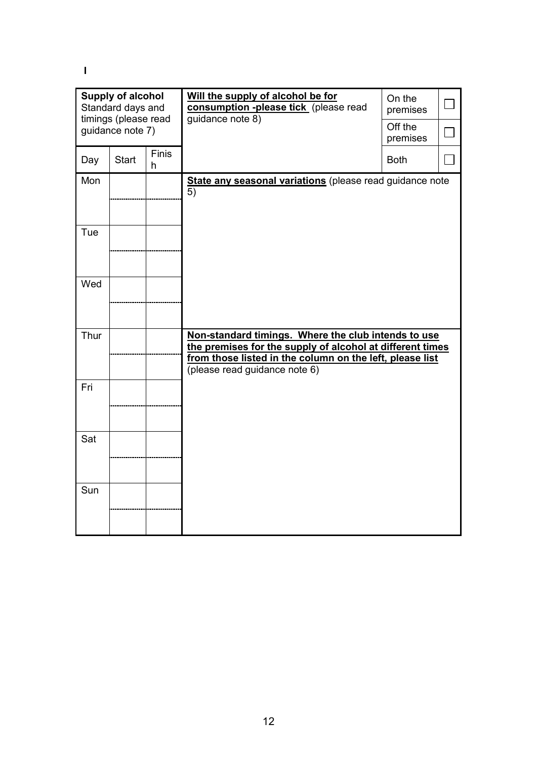I

| Supply of alcohol<br>Standard days and timings (please read guidance note 7) | | | **Will the supply of alcohol be for consumption -please tick** (please read guidance note 8) | On the premises | ☐ |
|---|---|---|---|---|---|
| | | | | Off the premises | ☐ |
| Day | Start | Finish | | Both | ☐ |
| Mon | | | **State any seasonal variations** (please read guidance note 5) | | |
| | | | | | |
| Tue | | | | | |
| | | | | | |
| Wed | | | | | |
| | | | | | |
| Thur | | | **Non-standard timings. Where the club intends to use the premises for the supply of alcohol at different times from those listed in the column on the left, please list** (please read guidance note 6) | | |
| | | | | | |
| Fri | | | | | |
| | | | | | |
| Sat | | | | | |
| | | | | | |
| Sun | | | | | |
| | | | | | |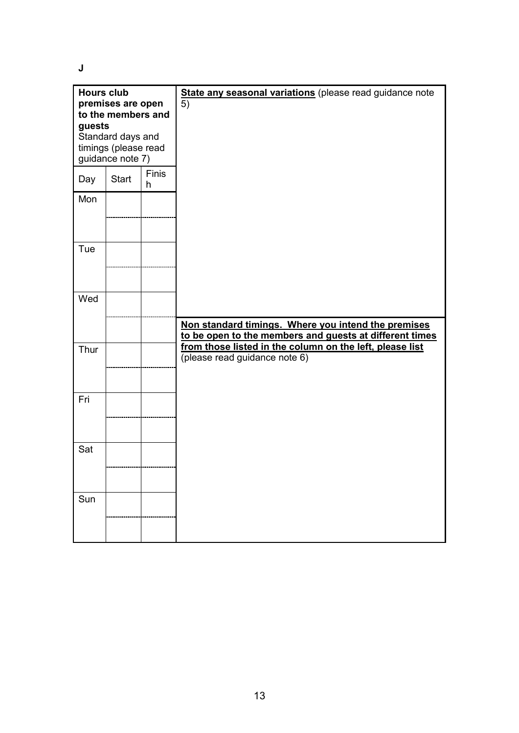**J**

| **Hours club premises are open to the members and guests**<br>Standard days and timings (please read guidance note 7) | | |
|---|---|---|
| Day | Start | Finish |
| Mon | | |
| | | |
| Tue | | |
| | | |
| Wed | | |
| | | |
| Thur | | |
| | | |
| Fri | | |
| | | |
| Sat | | |
| | | |
| Sun | | |
| | | |

**State any seasonal variations** (please read guidance note 5)

**Non standard timings. Where you intend the premises to be open to the members and guests at different times from those listed in the column on the left, please list** (please read guidance note 6)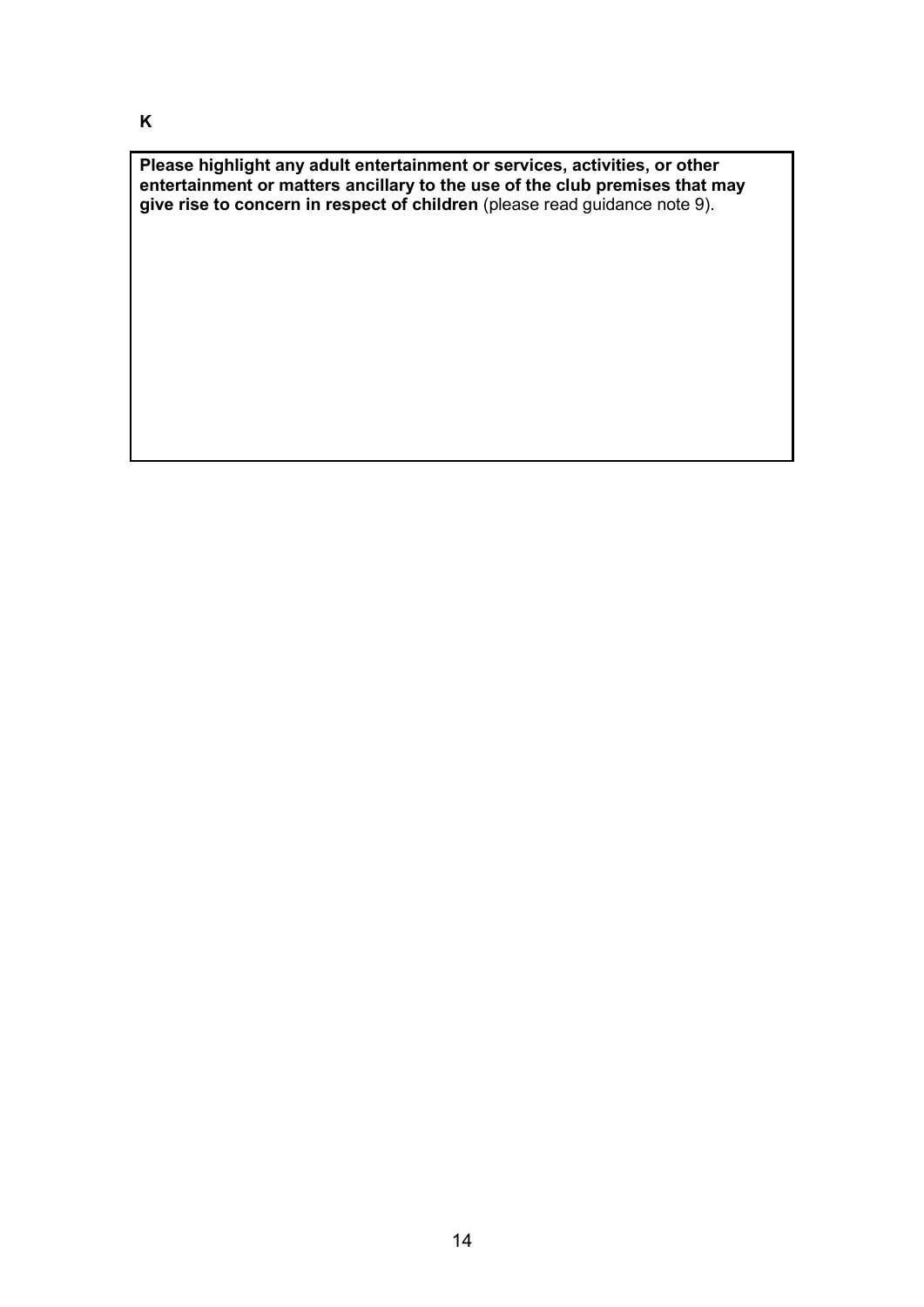**K**

**Please highlight any adult entertainment or services, activities, or other entertainment or matters ancillary to the use of the club premises that may give rise to concern in respect of children** (please read guidance note 9).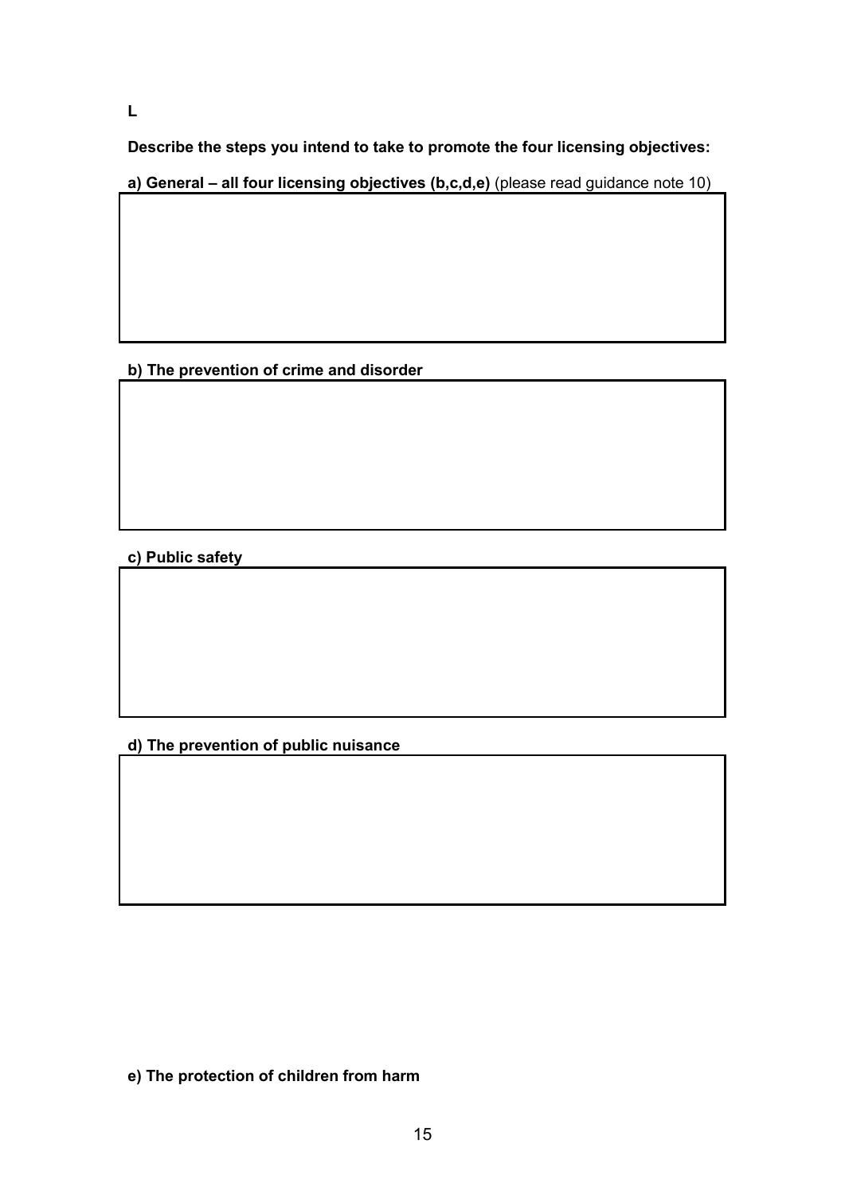**L**

**Describe the steps you intend to take to promote the four licensing objectives:**

**a) General – all four licensing objectives (b,c,d,e)** (please read guidance note 10)

**b) The prevention of crime and disorder**

**c) Public safety**

**d) The prevention of public nuisance**

**e) The protection of children from harm**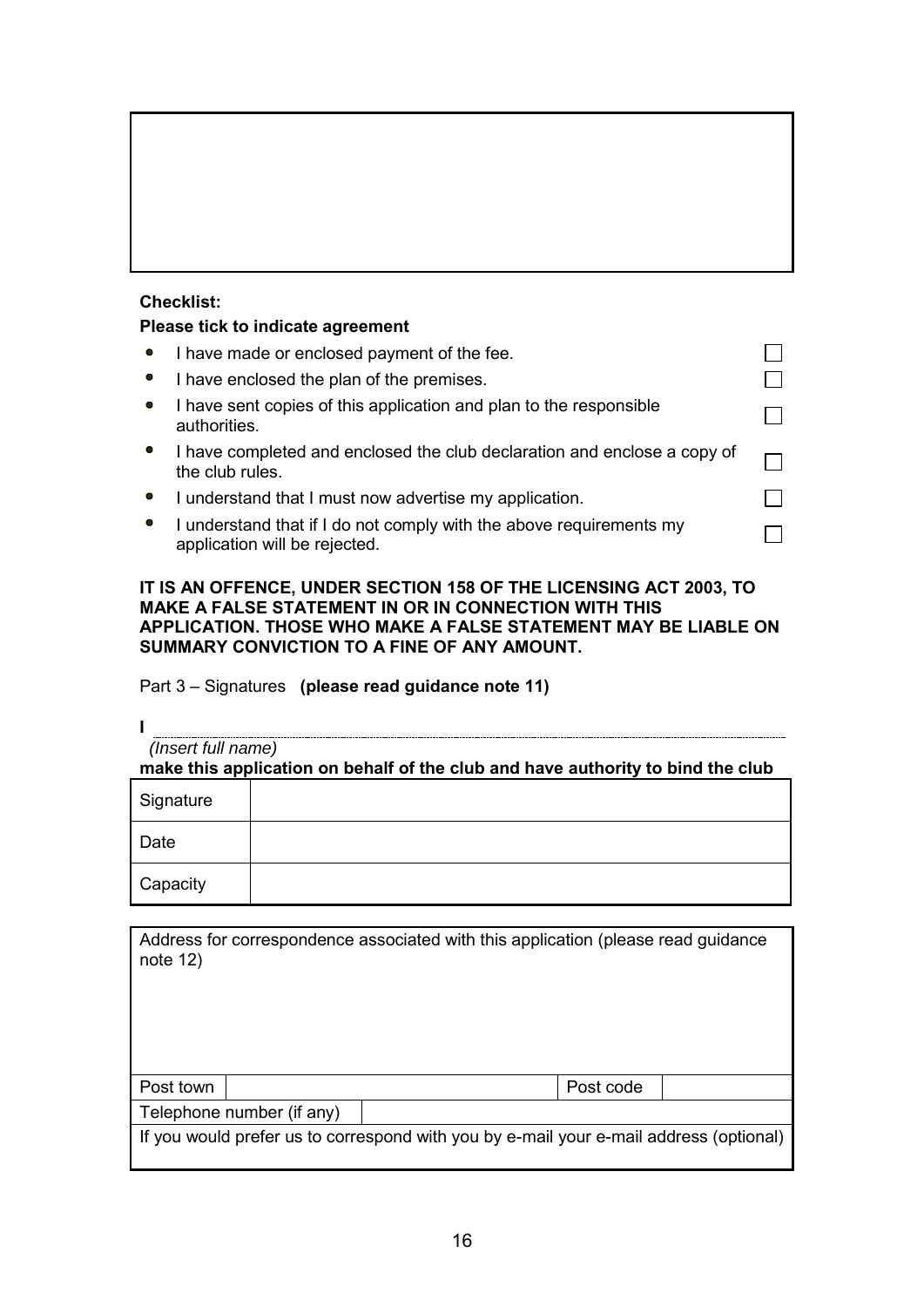**Checklist:**

**Please tick to indicate agreement**

- I have made or enclosed payment of the fee. ☐
- I have enclosed the plan of the premises. ☐
- I have sent copies of this application and plan to the responsible authorities. ☐
- I have completed and enclosed the club declaration and enclose a copy of the club rules. ☐
- I understand that I must now advertise my application. ☐
- I understand that if I do not comply with the above requirements my application will be rejected. ☐

**IT IS AN OFFENCE, UNDER SECTION 158 OF THE LICENSING ACT 2003, TO MAKE A FALSE STATEMENT IN OR IN CONNECTION WITH THIS APPLICATION. THOSE WHO MAKE A FALSE STATEMENT MAY BE LIABLE ON SUMMARY CONVICTION TO A FINE OF ANY AMOUNT.**

Part 3 – Signatures **(please read guidance note 11)**

**I** ______________________________________________

*(Insert full name)*

**make this application on behalf of the club and have authority to bind the club**

| Signature | |
|---|---|
| Date | |
| Capacity | |

| Address for correspondence associated with this application (please read guidance note 12) | | | |
|---|---|---|---|
| Post town | | Post code | |
| Telephone number (if any) | | | |
| If you would prefer us to correspond with you by e-mail your e-mail address (optional) | | | |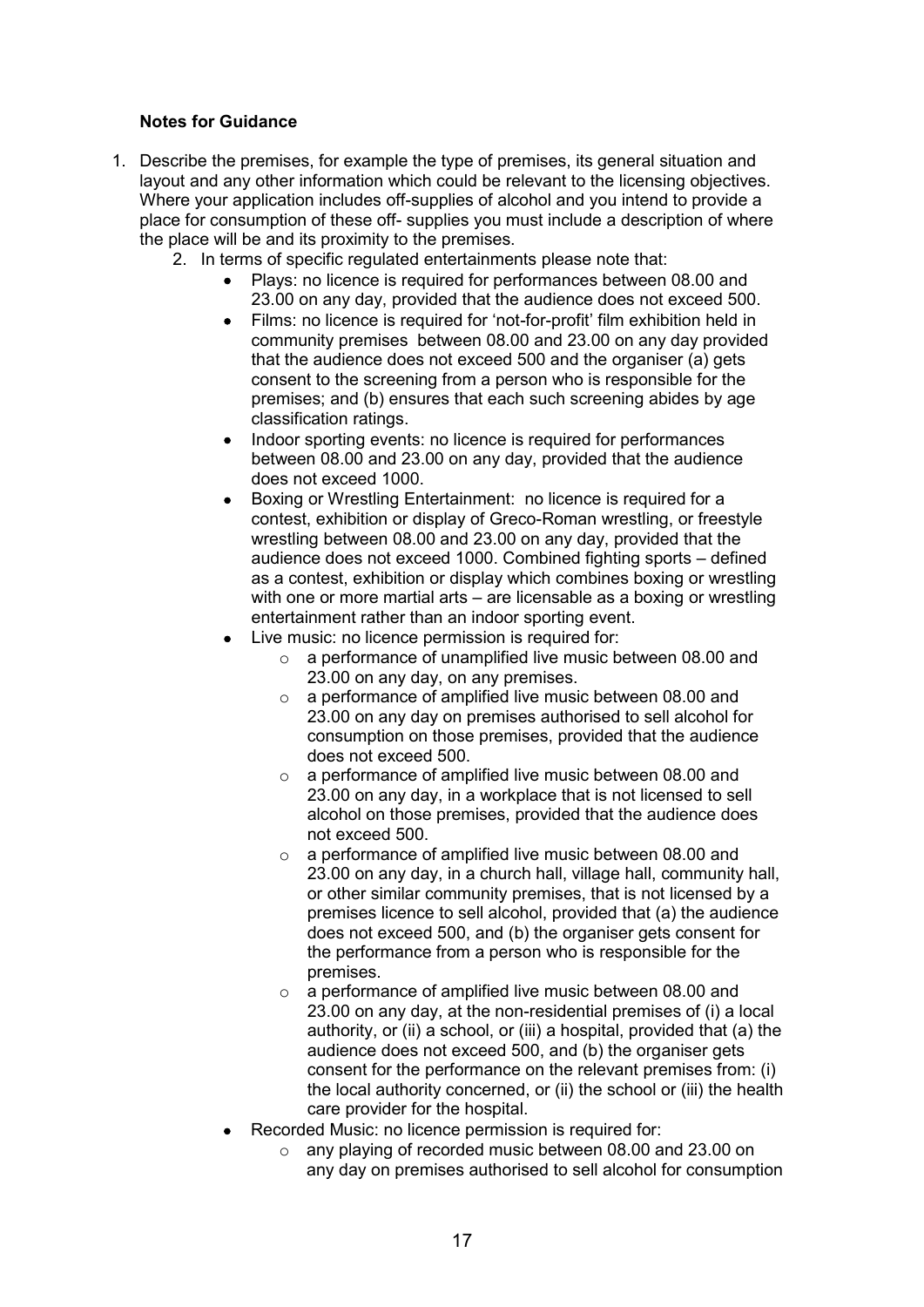**Notes for Guidance**

1. Describe the premises, for example the type of premises, its general situation and layout and any other information which could be relevant to the licensing objectives. Where your application includes off-supplies of alcohol and you intend to provide a place for consumption of these off- supplies you must include a description of where the place will be and its proximity to the premises.
2. In terms of specific regulated entertainments please note that:
   - Plays: no licence is required for performances between 08.00 and 23.00 on any day, provided that the audience does not exceed 500.
   - Films: no licence is required for 'not-for-profit' film exhibition held in community premises between 08.00 and 23.00 on any day provided that the audience does not exceed 500 and the organiser (a) gets consent to the screening from a person who is responsible for the premises; and (b) ensures that each such screening abides by age classification ratings.
   - Indoor sporting events: no licence is required for performances between 08.00 and 23.00 on any day, provided that the audience does not exceed 1000.
   - Boxing or Wrestling Entertainment: no licence is required for a contest, exhibition or display of Greco-Roman wrestling, or freestyle wrestling between 08.00 and 23.00 on any day, provided that the audience does not exceed 1000. Combined fighting sports – defined as a contest, exhibition or display which combines boxing or wrestling with one or more martial arts – are licensable as a boxing or wrestling entertainment rather than an indoor sporting event.
   - Live music: no licence permission is required for:
     - a performance of unamplified live music between 08.00 and 23.00 on any day, on any premises.
     - a performance of amplified live music between 08.00 and 23.00 on any day on premises authorised to sell alcohol for consumption on those premises, provided that the audience does not exceed 500.
     - a performance of amplified live music between 08.00 and 23.00 on any day, in a workplace that is not licensed to sell alcohol on those premises, provided that the audience does not exceed 500.
     - a performance of amplified live music between 08.00 and 23.00 on any day, in a church hall, village hall, community hall, or other similar community premises, that is not licensed by a premises licence to sell alcohol, provided that (a) the audience does not exceed 500, and (b) the organiser gets consent for the performance from a person who is responsible for the premises.
     - a performance of amplified live music between 08.00 and 23.00 on any day, at the non-residential premises of (i) a local authority, or (ii) a school, or (iii) a hospital, provided that (a) the audience does not exceed 500, and (b) the organiser gets consent for the performance on the relevant premises from: (i) the local authority concerned, or (ii) the school or (iii) the health care provider for the hospital.
   - Recorded Music: no licence permission is required for:
     - any playing of recorded music between 08.00 and 23.00 on any day on premises authorised to sell alcohol for consumption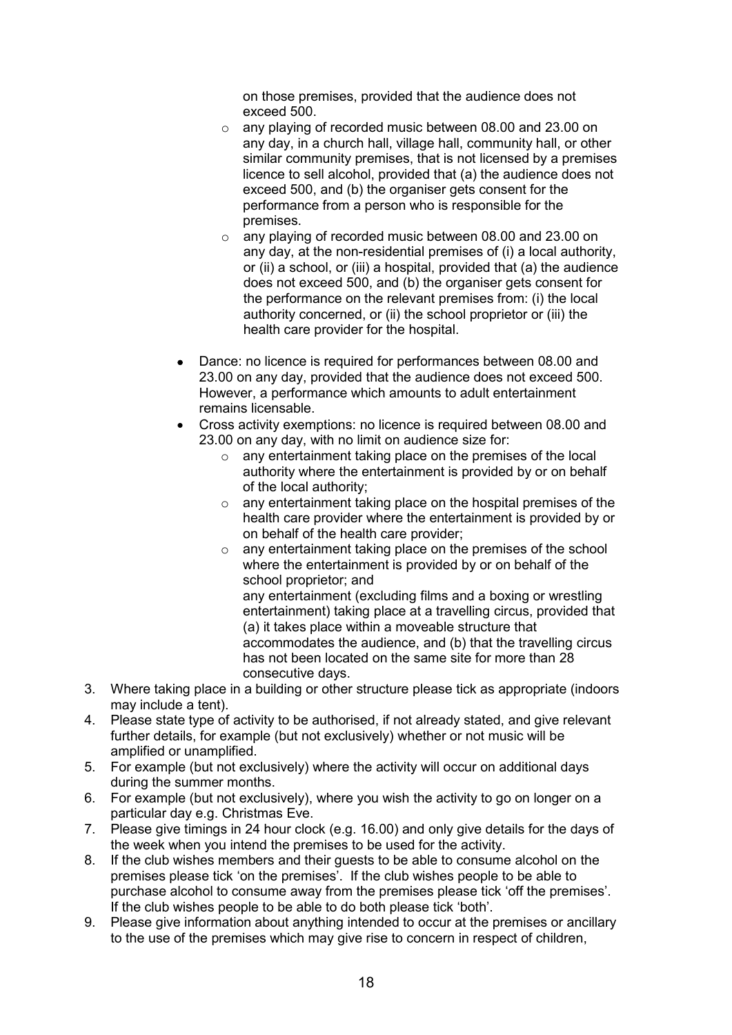on those premises, provided that the audience does not exceed 500.

    - any playing of recorded music between 08.00 and 23.00 on any day, in a church hall, village hall, community hall, or other similar community premises, that is not licensed by a premises licence to sell alcohol, provided that (a) the audience does not exceed 500, and (b) the organiser gets consent for the performance from a person who is responsible for the premises.
    - any playing of recorded music between 08.00 and 23.00 on any day, at the non-residential premises of (i) a local authority, or (ii) a school, or (iii) a hospital, provided that (a) the audience does not exceed 500, and (b) the organiser gets consent for the performance on the relevant premises from: (i) the local authority concerned, or (ii) the school proprietor or (iii) the health care provider for the hospital.

- Dance: no licence is required for performances between 08.00 and 23.00 on any day, provided that the audience does not exceed 500. However, a performance which amounts to adult entertainment remains licensable.
- Cross activity exemptions: no licence is required between 08.00 and 23.00 on any day, with no limit on audience size for:
    - any entertainment taking place on the premises of the local authority where the entertainment is provided by or on behalf of the local authority;
    - any entertainment taking place on the hospital premises of the health care provider where the entertainment is provided by or on behalf of the health care provider;
    - any entertainment taking place on the premises of the school where the entertainment is provided by or on behalf of the school proprietor; and
    any entertainment (excluding films and a boxing or wrestling entertainment) taking place at a travelling circus, provided that (a) it takes place within a moveable structure that accommodates the audience, and (b) that the travelling circus has not been located on the same site for more than 28 consecutive days.

3. Where taking place in a building or other structure please tick as appropriate (indoors may include a tent).
4. Please state type of activity to be authorised, if not already stated, and give relevant further details, for example (but not exclusively) whether or not music will be amplified or unamplified.
5. For example (but not exclusively) where the activity will occur on additional days during the summer months.
6. For example (but not exclusively), where you wish the activity to go on longer on a particular day e.g. Christmas Eve.
7. Please give timings in 24 hour clock (e.g. 16.00) and only give details for the days of the week when you intend the premises to be used for the activity.
8. If the club wishes members and their guests to be able to consume alcohol on the premises please tick 'on the premises'. If the club wishes people to be able to purchase alcohol to consume away from the premises please tick 'off the premises'. If the club wishes people to be able to do both please tick 'both'.
9. Please give information about anything intended to occur at the premises or ancillary to the use of the premises which may give rise to concern in respect of children,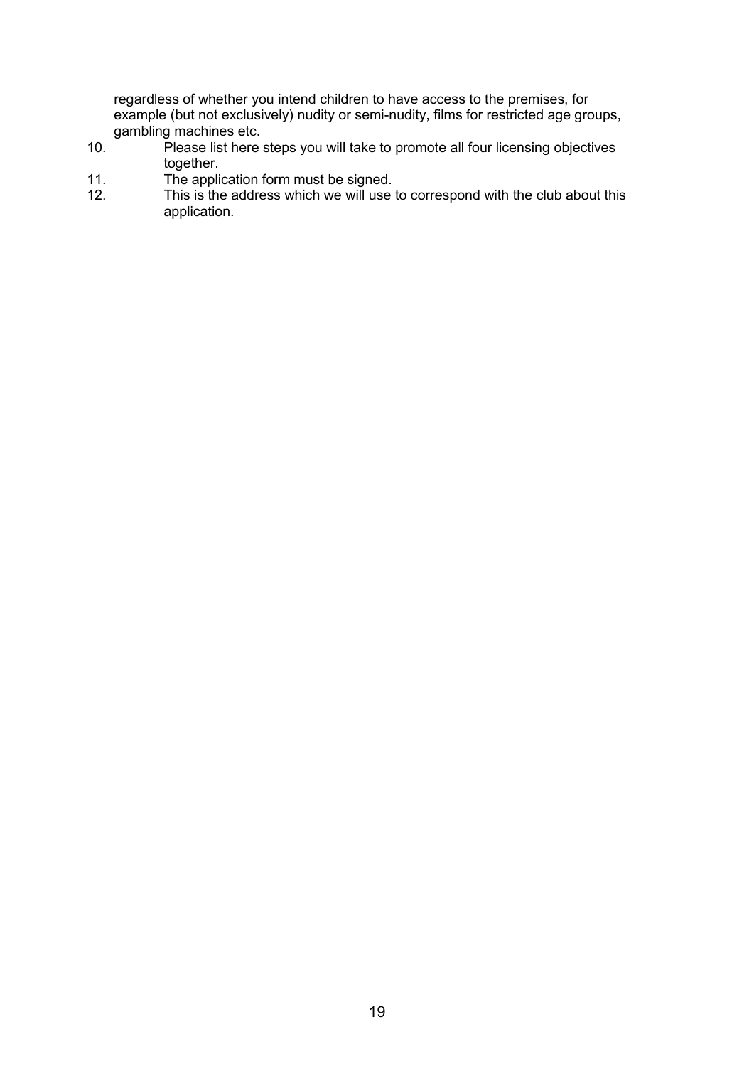regardless of whether you intend children to have access to the premises, for example (but not exclusively) nudity or semi-nudity, films for restricted age groups, gambling machines etc.

10. Please list here steps you will take to promote all four licensing objectives together.
11. The application form must be signed.
12. This is the address which we will use to correspond with the club about this application.